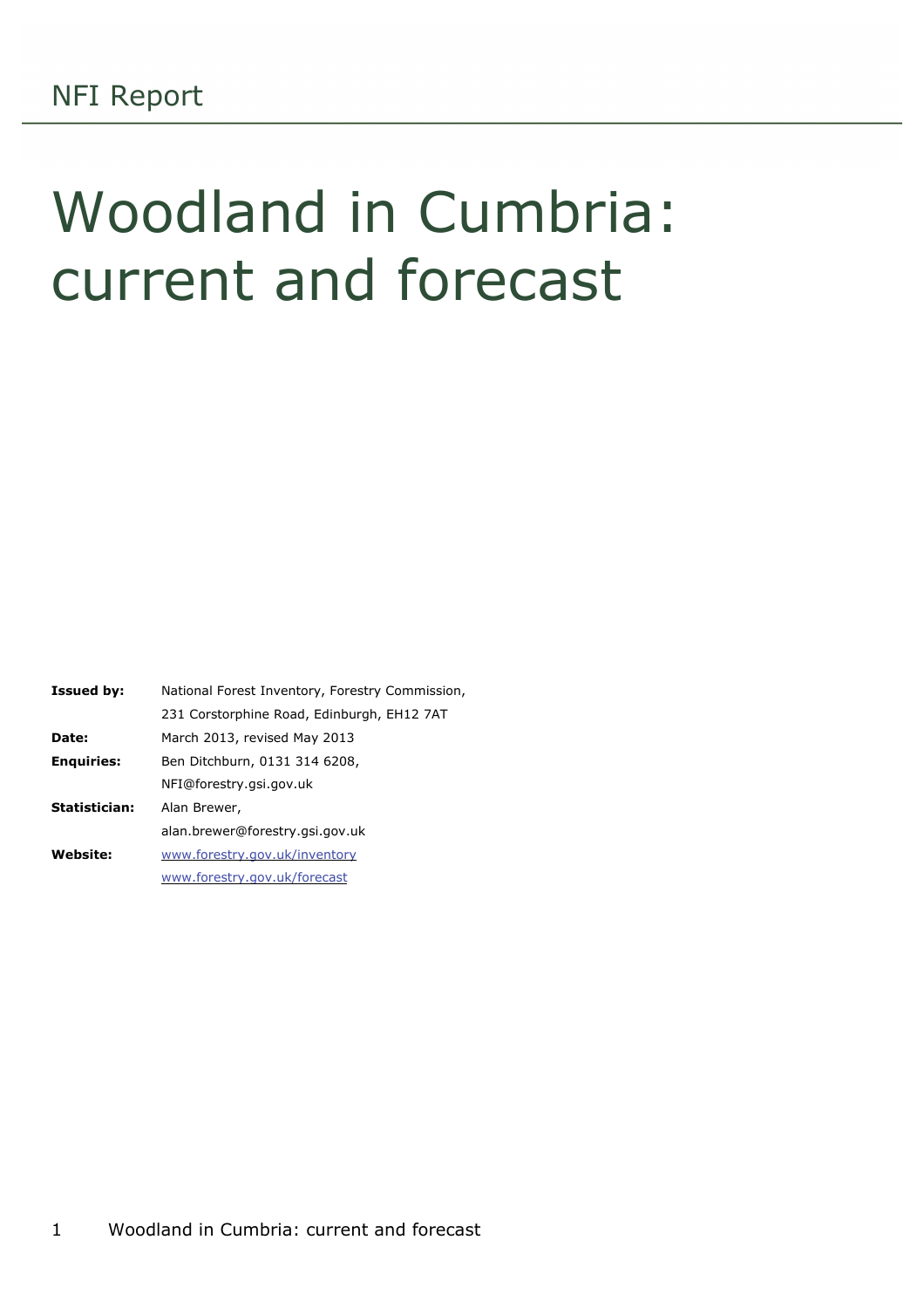NFI Report

# Woodland in Cumbria: current and forecast

| | |
|---|---|
| **Issued by:** | National Forest Inventory, Forestry Commission, 231 Corstorphine Road, Edinburgh, EH12 7AT |
| **Date:** | March 2013, revised May 2013 |
| **Enquiries:** | Ben Ditchburn, 0131 314 6208, NFI@forestry.gsi.gov.uk |
| **Statistician:** | Alan Brewer, alan.brewer@forestry.gsi.gov.uk |
| **Website:** | [www.forestry.gov.uk/inventory](www.forestry.gov.uk/inventory) [www.forestry.gov.uk/forecast](www.forestry.gov.uk/forecast) |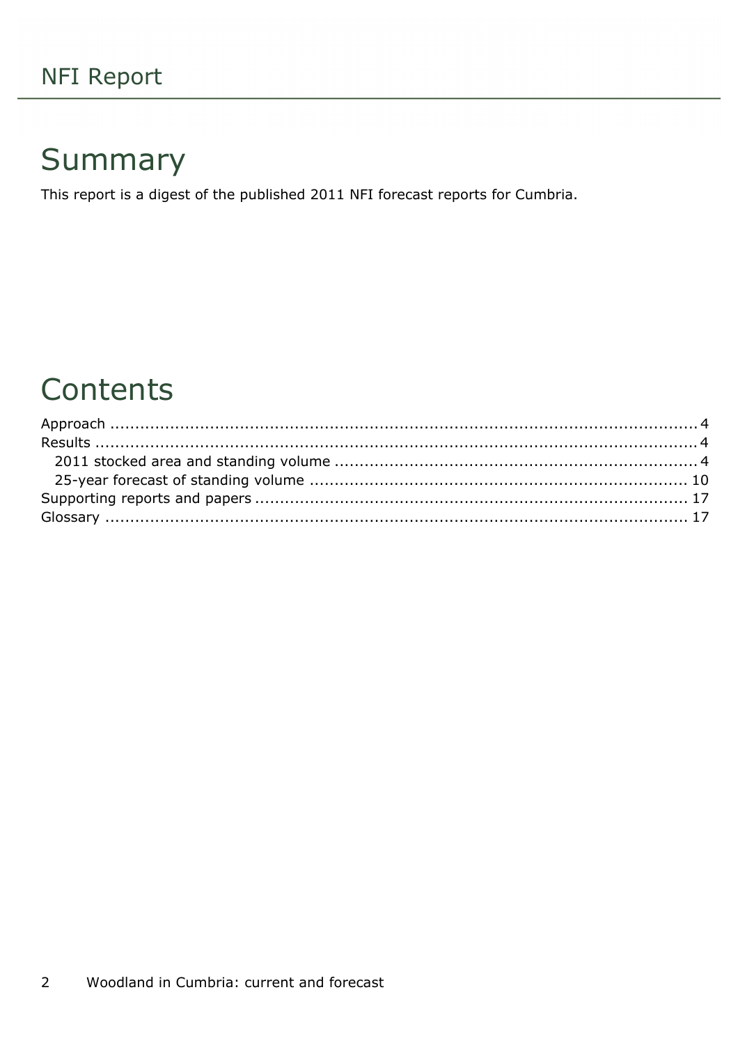# Summary

This report is a digest of the published 2011 NFI forecast reports for Cumbria.

# Contents

Approach ........................................................................................................... 4
Results .............................................................................................................. 4
  2011 stocked area and standing volume ......................................................... 4
  25-year forecast of standing volume ............................................................. 10
Supporting reports and papers ....................................................................... 17
Glossary ......................................................................................................... 17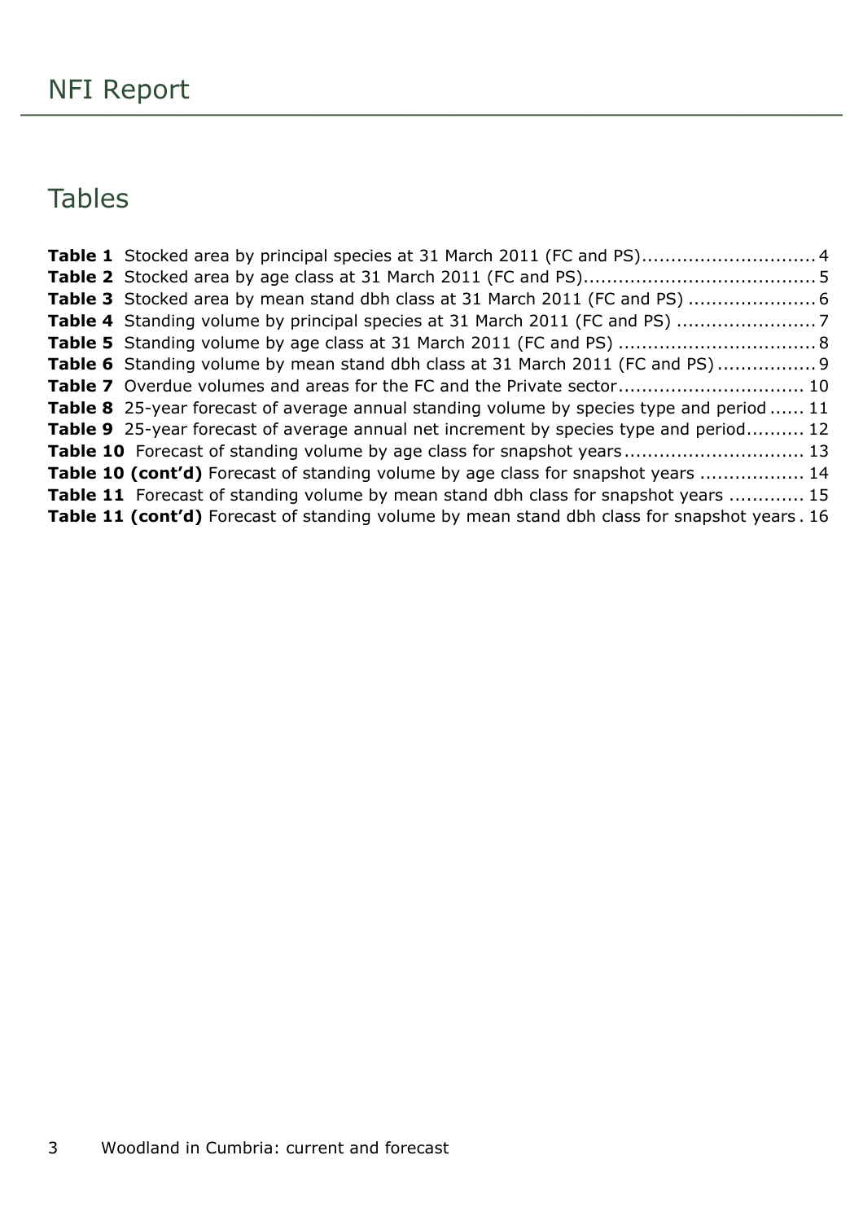# Tables

**Table 1** Stocked area by principal species at 31 March 2011 (FC and PS).............................. 4
**Table 2** Stocked area by age class at 31 March 2011 (FC and PS)........................................ 5
**Table 3** Stocked area by mean stand dbh class at 31 March 2011 (FC and PS) ..................... 6
**Table 4** Standing volume by principal species at 31 March 2011 (FC and PS) ....................... 7
**Table 5** Standing volume by age class at 31 March 2011 (FC and PS) ................................. 8
**Table 6** Standing volume by mean stand dbh class at 31 March 2011 (FC and PS) ................ 9
**Table 7** Overdue volumes and areas for the FC and the Private sector................................ 10
**Table 8** 25-year forecast of average annual standing volume by species type and period ...... 11
**Table 9** 25-year forecast of average annual net increment by species type and period.......... 12
**Table 10** Forecast of standing volume by age class for snapshot years .............................. 13
**Table 10 (cont'd)** Forecast of standing volume by age class for snapshot years ................. 14
**Table 11** Forecast of standing volume by mean stand dbh class for snapshot years ............. 15
**Table 11 (cont'd)** Forecast of standing volume by mean stand dbh class for snapshot years . 16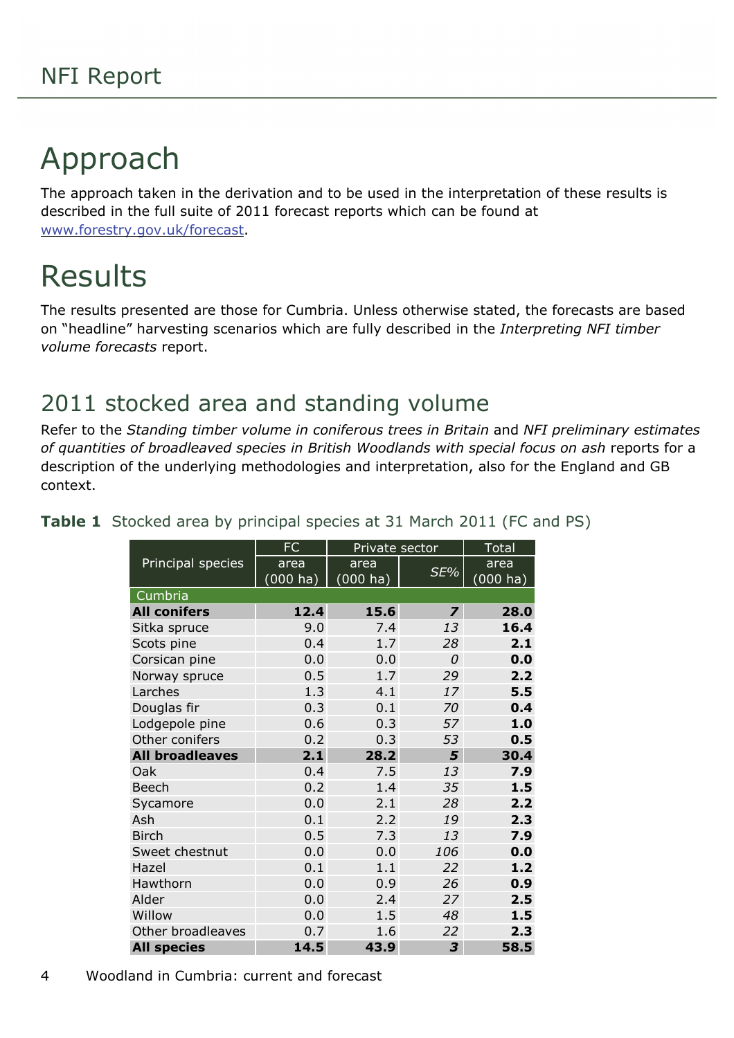# Approach

The approach taken in the derivation and to be used in the interpretation of these results is described in the full suite of 2011 forecast reports which can be found at www.forestry.gov.uk/forecast.

# Results

The results presented are those for Cumbria. Unless otherwise stated, the forecasts are based on "headline" harvesting scenarios which are fully described in the *Interpreting NFI timber volume forecasts* report.

## 2011 stocked area and standing volume

Refer to the *Standing timber volume in coniferous trees in Britain* and *NFI preliminary estimates of quantities of broadleaved species in British Woodlands with special focus on ash* reports for a description of the underlying methodologies and interpretation, also for the England and GB context.

**Table 1** Stocked area by principal species at 31 March 2011 (FC and PS)

| Principal species | FC | Private sector | | Total |
|---|---|---|---|---|
| | area (000 ha) | area (000 ha) | *SE%* | area (000 ha) |
| Cumbria | | | | |
| **All conifers** | **12.4** | **15.6** | ***7*** | **28.0** |
| Sitka spruce | 9.0 | 7.4 | *13* | **16.4** |
| Scots pine | 0.4 | 1.7 | *28* | **2.1** |
| Corsican pine | 0.0 | 0.0 | *0* | **0.0** |
| Norway spruce | 0.5 | 1.7 | *29* | **2.2** |
| Larches | 1.3 | 4.1 | *17* | **5.5** |
| Douglas fir | 0.3 | 0.1 | *70* | **0.4** |
| Lodgepole pine | 0.6 | 0.3 | *57* | **1.0** |
| Other conifers | 0.2 | 0.3 | *53* | **0.5** |
| **All broadleaves** | **2.1** | **28.2** | ***5*** | **30.4** |
| Oak | 0.4 | 7.5 | *13* | **7.9** |
| Beech | 0.2 | 1.4 | *35* | **1.5** |
| Sycamore | 0.0 | 2.1 | *28* | **2.2** |
| Ash | 0.1 | 2.2 | *19* | **2.3** |
| Birch | 0.5 | 7.3 | *13* | **7.9** |
| Sweet chestnut | 0.0 | 0.0 | *106* | **0.0** |
| Hazel | 0.1 | 1.1 | *22* | **1.2** |
| Hawthorn | 0.0 | 0.9 | *26* | **0.9** |
| Alder | 0.0 | 2.4 | *27* | **2.5** |
| Willow | 0.0 | 1.5 | *48* | **1.5** |
| Other broadleaves | 0.7 | 1.6 | *22* | **2.3** |
| **All species** | **14.5** | **43.9** | ***3*** | **58.5** |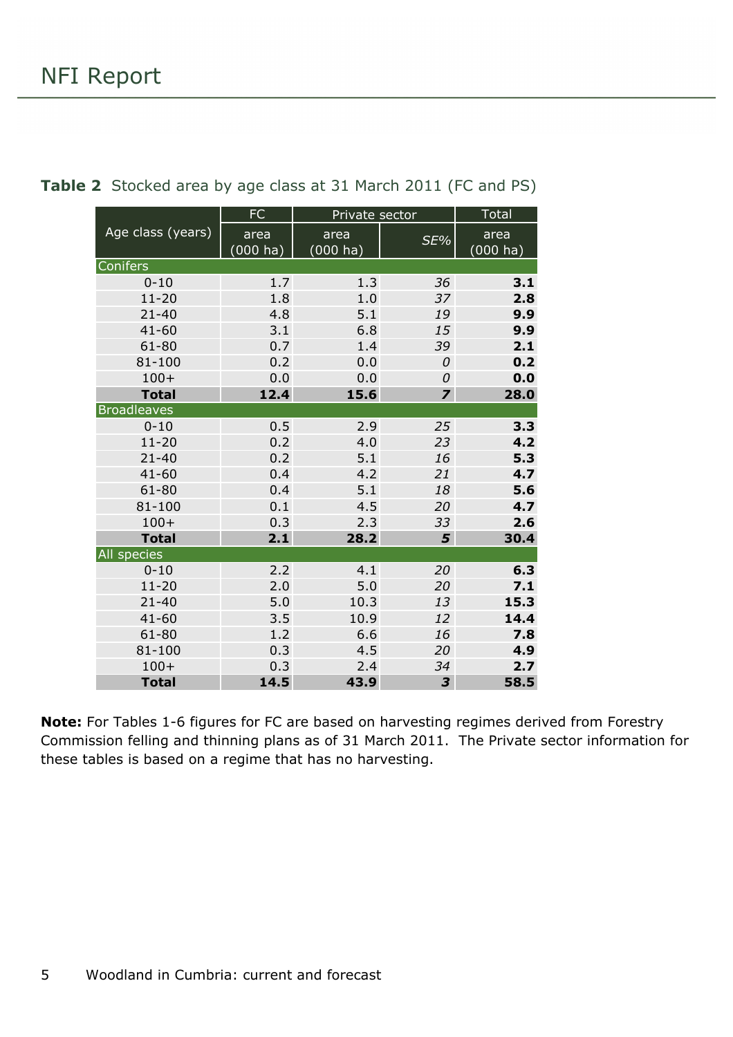**Table 2** Stocked area by age class at 31 March 2011 (FC and PS)

| Age class (years) | FC | Private sector | | Total |
|---|---|---|---|---|
| | area (000 ha) | area (000 ha) | *SE%* | area (000 ha) |
| Conifers | | | | |
| 0-10 | 1.7 | 1.3 | *36* | **3.1** |
| 11-20 | 1.8 | 1.0 | *37* | **2.8** |
| 21-40 | 4.8 | 5.1 | *19* | **9.9** |
| 41-60 | 3.1 | 6.8 | *15* | **9.9** |
| 61-80 | 0.7 | 1.4 | *39* | **2.1** |
| 81-100 | 0.2 | 0.0 | *0* | **0.2** |
| 100+ | 0.0 | 0.0 | *0* | **0.0** |
| **Total** | **12.4** | **15.6** | ***7*** | **28.0** |
| Broadleaves | | | | |
| 0-10 | 0.5 | 2.9 | *25* | **3.3** |
| 11-20 | 0.2 | 4.0 | *23* | **4.2** |
| 21-40 | 0.2 | 5.1 | *16* | **5.3** |
| 41-60 | 0.4 | 4.2 | *21* | **4.7** |
| 61-80 | 0.4 | 5.1 | *18* | **5.6** |
| 81-100 | 0.1 | 4.5 | *20* | **4.7** |
| 100+ | 0.3 | 2.3 | *33* | **2.6** |
| **Total** | **2.1** | **28.2** | ***5*** | **30.4** |
| All species | | | | |
| 0-10 | 2.2 | 4.1 | *20* | **6.3** |
| 11-20 | 2.0 | 5.0 | *20* | **7.1** |
| 21-40 | 5.0 | 10.3 | *13* | **15.3** |
| 41-60 | 3.5 | 10.9 | *12* | **14.4** |
| 61-80 | 1.2 | 6.6 | *16* | **7.8** |
| 81-100 | 0.3 | 4.5 | *20* | **4.9** |
| 100+ | 0.3 | 2.4 | *34* | **2.7** |
| **Total** | **14.5** | **43.9** | ***3*** | **58.5** |

**Note:** For Tables 1-6 figures for FC are based on harvesting regimes derived from Forestry Commission felling and thinning plans as of 31 March 2011. The Private sector information for these tables is based on a regime that has no harvesting.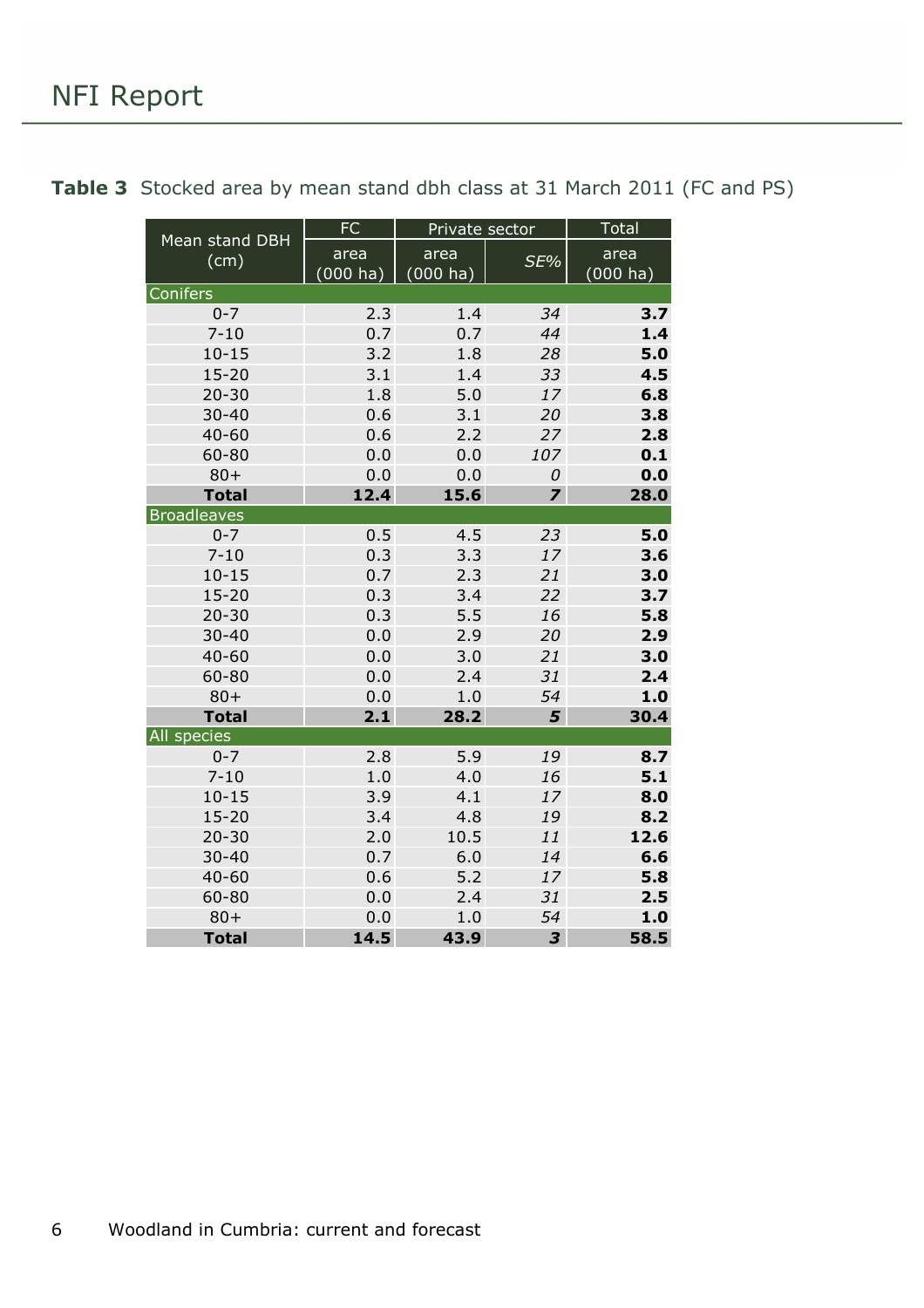**Table 3** Stocked area by mean stand dbh class at 31 March 2011 (FC and PS)

| Mean stand DBH (cm) | FC | Private sector | | Total |
|---|---|---|---|---|
| | area (000 ha) | area (000 ha) | *SE%* | area (000 ha) |
| **Conifers** | | | | |
| 0-7 | 2.3 | 1.4 | *34* | **3.7** |
| 7-10 | 0.7 | 0.7 | *44* | **1.4** |
| 10-15 | 3.2 | 1.8 | *28* | **5.0** |
| 15-20 | 3.1 | 1.4 | *33* | **4.5** |
| 20-30 | 1.8 | 5.0 | *17* | **6.8** |
| 30-40 | 0.6 | 3.1 | *20* | **3.8** |
| 40-60 | 0.6 | 2.2 | *27* | **2.8** |
| 60-80 | 0.0 | 0.0 | *107* | **0.1** |
| 80+ | 0.0 | 0.0 | *0* | **0.0** |
| **Total** | **12.4** | **15.6** | ***7*** | **28.0** |
| **Broadleaves** | | | | |
| 0-7 | 0.5 | 4.5 | *23* | **5.0** |
| 7-10 | 0.3 | 3.3 | *17* | **3.6** |
| 10-15 | 0.7 | 2.3 | *21* | **3.0** |
| 15-20 | 0.3 | 3.4 | *22* | **3.7** |
| 20-30 | 0.3 | 5.5 | *16* | **5.8** |
| 30-40 | 0.0 | 2.9 | *20* | **2.9** |
| 40-60 | 0.0 | 3.0 | *21* | **3.0** |
| 60-80 | 0.0 | 2.4 | *31* | **2.4** |
| 80+ | 0.0 | 1.0 | *54* | **1.0** |
| **Total** | **2.1** | **28.2** | ***5*** | **30.4** |
| **All species** | | | | |
| 0-7 | 2.8 | 5.9 | *19* | **8.7** |
| 7-10 | 1.0 | 4.0 | *16* | **5.1** |
| 10-15 | 3.9 | 4.1 | *17* | **8.0** |
| 15-20 | 3.4 | 4.8 | *19* | **8.2** |
| 20-30 | 2.0 | 10.5 | *11* | **12.6** |
| 30-40 | 0.7 | 6.0 | *14* | **6.6** |
| 40-60 | 0.6 | 5.2 | *17* | **5.8** |
| 60-80 | 0.0 | 2.4 | *31* | **2.5** |
| 80+ | 0.0 | 1.0 | *54* | **1.0** |
| **Total** | **14.5** | **43.9** | ***3*** | **58.5** |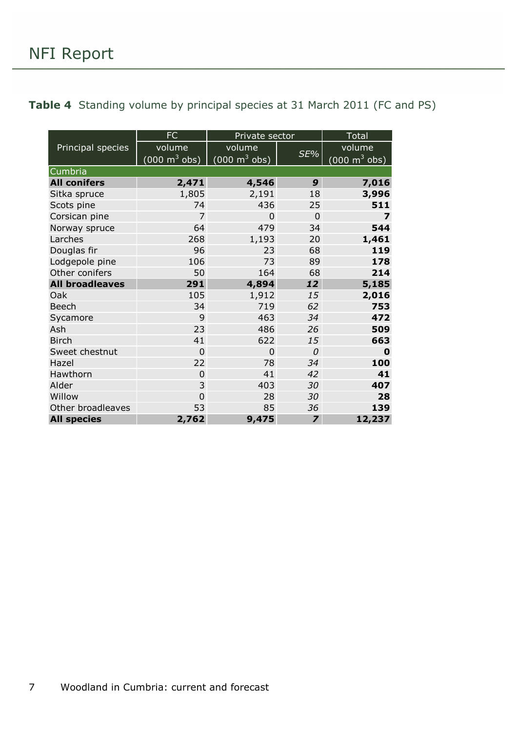**Table 4** Standing volume by principal species at 31 March 2011 (FC and PS)

| Principal species | FC | Private sector | | Total |
|---|---|---|---|---|
| | volume (000 $m^3$ obs) | volume (000 $m^3$ obs) | *SE%* | volume (000 $m^3$ obs) |
| Cumbria | | | | |
| **All conifers** | **2,471** | **4,546** | ***9*** | **7,016** |
| Sitka spruce | 1,805 | 2,191 | 18 | **3,996** |
| Scots pine | 74 | 436 | 25 | **511** |
| Corsican pine | 7 | 0 | 0 | **7** |
| Norway spruce | 64 | 479 | 34 | **544** |
| Larches | 268 | 1,193 | 20 | **1,461** |
| Douglas fir | 96 | 23 | 68 | **119** |
| Lodgepole pine | 106 | 73 | 89 | **178** |
| Other conifers | 50 | 164 | 68 | **214** |
| **All broadleaves** | **291** | **4,894** | ***12*** | **5,185** |
| Oak | 105 | 1,912 | *15* | **2,016** |
| Beech | 34 | 719 | *62* | **753** |
| Sycamore | 9 | 463 | *34* | **472** |
| Ash | 23 | 486 | *26* | **509** |
| Birch | 41 | 622 | *15* | **663** |
| Sweet chestnut | 0 | 0 | *0* | **0** |
| Hazel | 22 | 78 | *34* | **100** |
| Hawthorn | 0 | 41 | *42* | **41** |
| Alder | 3 | 403 | *30* | **407** |
| Willow | 0 | 28 | *30* | **28** |
| Other broadleaves | 53 | 85 | *36* | **139** |
| **All species** | **2,762** | **9,475** | ***7*** | **12,237** |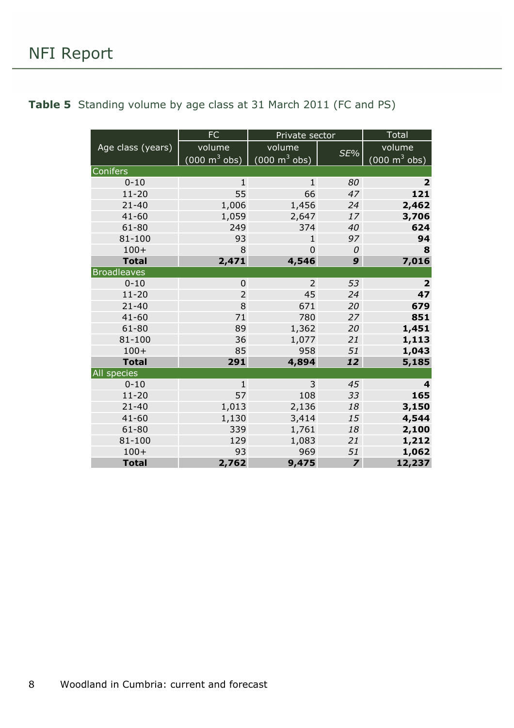**Table 5** Standing volume by age class at 31 March 2011 (FC and PS)

| Age class (years) | FC | Private sector | | Total |
|---|---|---|---|---|
| | volume (000 $m^3$ obs) | volume (000 $m^3$ obs) | *SE%* | volume (000 $m^3$ obs) |
| Conifers | | | | |
| 0-10 | 1 | 1 | *80* | **2** |
| 11-20 | 55 | 66 | *47* | **121** |
| 21-40 | 1,006 | 1,456 | *24* | **2,462** |
| 41-60 | 1,059 | 2,647 | *17* | **3,706** |
| 61-80 | 249 | 374 | *40* | **624** |
| 81-100 | 93 | 1 | *97* | **94** |
| 100+ | 8 | 0 | *0* | **8** |
| **Total** | **2,471** | **4,546** | ***9*** | **7,016** |
| Broadleaves | | | | |
| 0-10 | 0 | 2 | *53* | **2** |
| 11-20 | 2 | 45 | *24* | **47** |
| 21-40 | 8 | 671 | *20* | **679** |
| 41-60 | 71 | 780 | *27* | **851** |
| 61-80 | 89 | 1,362 | *20* | **1,451** |
| 81-100 | 36 | 1,077 | *21* | **1,113** |
| 100+ | 85 | 958 | *51* | **1,043** |
| **Total** | **291** | **4,894** | ***12*** | **5,185** |
| All species | | | | |
| 0-10 | 1 | 3 | *45* | **4** |
| 11-20 | 57 | 108 | *33* | **165** |
| 21-40 | 1,013 | 2,136 | *18* | **3,150** |
| 41-60 | 1,130 | 3,414 | *15* | **4,544** |
| 61-80 | 339 | 1,761 | *18* | **2,100** |
| 81-100 | 129 | 1,083 | *21* | **1,212** |
| 100+ | 93 | 969 | *51* | **1,062** |
| **Total** | **2,762** | **9,475** | ***7*** | **12,237** |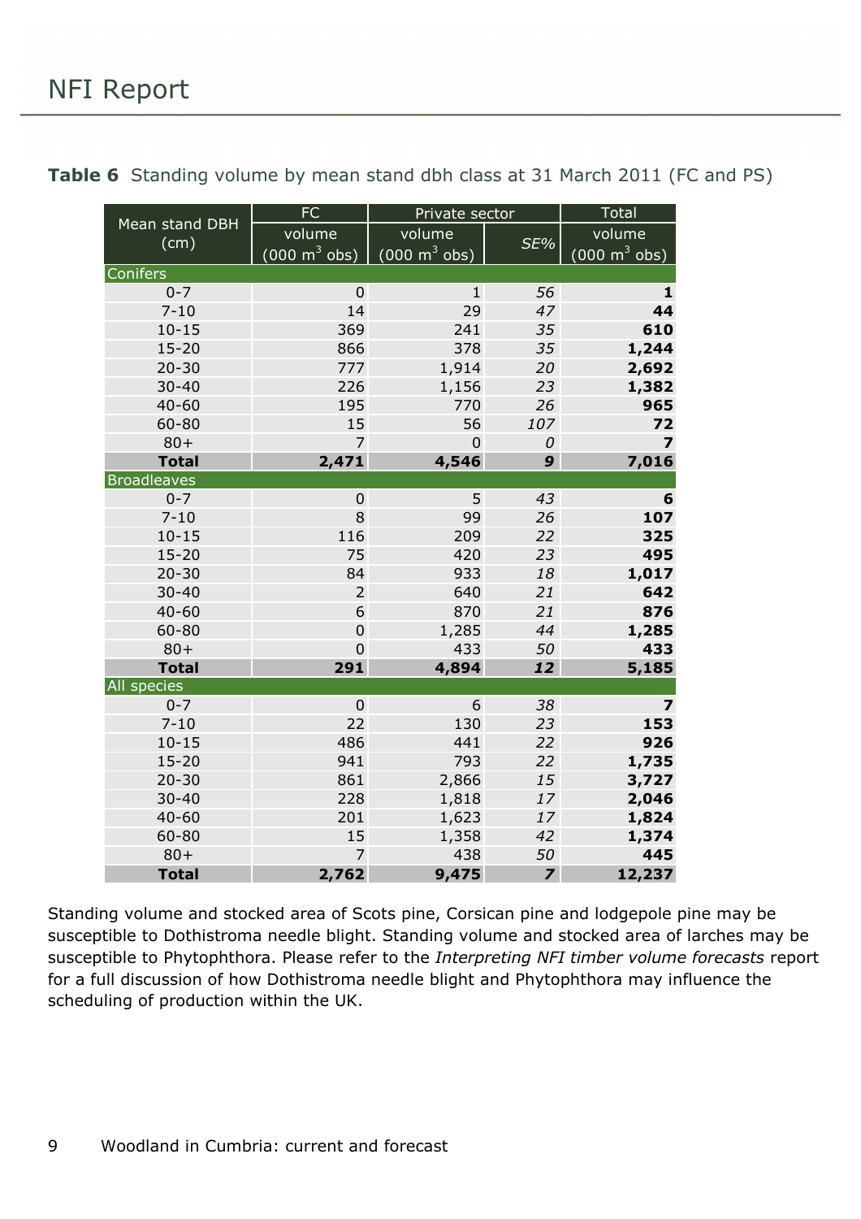**Table 6** Standing volume by mean stand dbh class at 31 March 2011 (FC and PS)

| Mean stand DBH (cm) | FC volume (000 m$^3$ obs) | Private sector volume (000 m$^3$ obs) | Private sector *SE%* | Total volume (000 m$^3$ obs) |
|---|---|---|---|---|
| **Conifers** | | | | |
| 0-7 | 0 | 1 | *56* | **1** |
| 7-10 | 14 | 29 | *47* | **44** |
| 10-15 | 369 | 241 | *35* | **610** |
| 15-20 | 866 | 378 | *35* | **1,244** |
| 20-30 | 777 | 1,914 | *20* | **2,692** |
| 30-40 | 226 | 1,156 | *23* | **1,382** |
| 40-60 | 195 | 770 | *26* | **965** |
| 60-80 | 15 | 56 | *107* | **72** |
| 80+ | 7 | 0 | *0* | **7** |
| **Total** | **2,471** | **4,546** | ***9*** | **7,016** |
| **Broadleaves** | | | | |
| 0-7 | 0 | 5 | *43* | **6** |
| 7-10 | 8 | 99 | *26* | **107** |
| 10-15 | 116 | 209 | *22* | **325** |
| 15-20 | 75 | 420 | *23* | **495** |
| 20-30 | 84 | 933 | *18* | **1,017** |
| 30-40 | 2 | 640 | *21* | **642** |
| 40-60 | 6 | 870 | *21* | **876** |
| 60-80 | 0 | 1,285 | *44* | **1,285** |
| 80+ | 0 | 433 | *50* | **433** |
| **Total** | **291** | **4,894** | ***12*** | **5,185** |
| **All species** | | | | |
| 0-7 | 0 | 6 | *38* | **7** |
| 7-10 | 22 | 130 | *23* | **153** |
| 10-15 | 486 | 441 | *22* | **926** |
| 15-20 | 941 | 793 | *22* | **1,735** |
| 20-30 | 861 | 2,866 | *15* | **3,727** |
| 30-40 | 228 | 1,818 | *17* | **2,046** |
| 40-60 | 201 | 1,623 | *17* | **1,824** |
| 60-80 | 15 | 1,358 | *42* | **1,374** |
| 80+ | 7 | 438 | *50* | **445** |
| **Total** | **2,762** | **9,475** | ***7*** | **12,237** |

Standing volume and stocked area of Scots pine, Corsican pine and lodgepole pine may be susceptible to Dothistroma needle blight. Standing volume and stocked area of larches may be susceptible to Phytophthora. Please refer to the *Interpreting NFI timber volume forecasts* report for a full discussion of how Dothistroma needle blight and Phytophthora may influence the scheduling of production within the UK.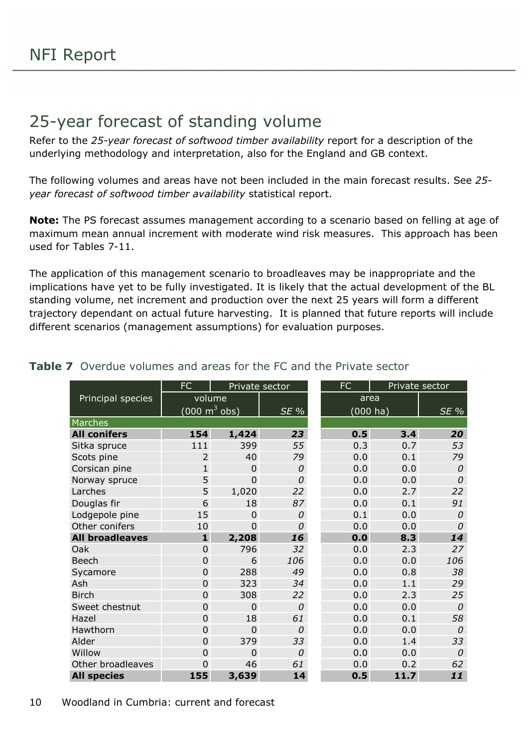# 25-year forecast of standing volume

Refer to the *25-year forecast of softwood timber availability* report for a description of the underlying methodology and interpretation, also for the England and GB context.

The following volumes and areas have not been included in the main forecast results. See *25-year forecast of softwood timber availability* statistical report.

**Note:** The PS forecast assumes management according to a scenario based on felling at age of maximum mean annual increment with moderate wind risk measures. This approach has been used for Tables 7-11.

The application of this management scenario to broadleaves may be inappropriate and the implications have yet to be fully investigated. It is likely that the actual development of the BL standing volume, net increment and production over the next 25 years will form a different trajectory dependant on actual future harvesting. It is planned that future reports will include different scenarios (management assumptions) for evaluation purposes.

**Table 7** Overdue volumes and areas for the FC and the Private sector

| Principal species | FC | Private sector | | FC | Private sector | |
|---|---|---|---|---|---|---|
| | volume ($000\ m^3$ obs) | | *SE %* | area (000 ha) | | *SE %* |
| Marches | | | | | | |
| **All conifers** | **154** | **1,424** | ***23*** | **0.5** | **3.4** | ***20*** |
| Sitka spruce | 111 | 399 | *55* | 0.3 | 0.7 | *53* |
| Scots pine | 2 | 40 | *79* | 0.0 | 0.1 | *79* |
| Corsican pine | 1 | 0 | *0* | 0.0 | 0.0 | *0* |
| Norway spruce | 5 | 0 | *0* | 0.0 | 0.0 | *0* |
| Larches | 5 | 1,020 | *22* | 0.0 | 2.7 | *22* |
| Douglas fir | 6 | 18 | *87* | 0.0 | 0.1 | *91* |
| Lodgepole pine | 15 | 0 | *0* | 0.1 | 0.0 | *0* |
| Other conifers | 10 | 0 | *0* | 0.0 | 0.0 | *0* |
| **All broadleaves** | **1** | **2,208** | ***16*** | **0.0** | **8.3** | ***14*** |
| Oak | 0 | 796 | *32* | 0.0 | 2.3 | *27* |
| Beech | 0 | 6 | *106* | 0.0 | 0.0 | *106* |
| Sycamore | 0 | 288 | *49* | 0.0 | 0.8 | *38* |
| Ash | 0 | 323 | *34* | 0.0 | 1.1 | *29* |
| Birch | 0 | 308 | *22* | 0.0 | 2.3 | *25* |
| Sweet chestnut | 0 | 0 | *0* | 0.0 | 0.0 | *0* |
| Hazel | 0 | 18 | *61* | 0.0 | 0.1 | *58* |
| Hawthorn | 0 | 0 | *0* | 0.0 | 0.0 | *0* |
| Alder | 0 | 379 | *33* | 0.0 | 1.4 | *33* |
| Willow | 0 | 0 | *0* | 0.0 | 0.0 | *0* |
| Other broadleaves | 0 | 46 | *61* | 0.0 | 0.2 | *62* |
| **All species** | **155** | **3,639** | **14** | **0.5** | **11.7** | ***11*** |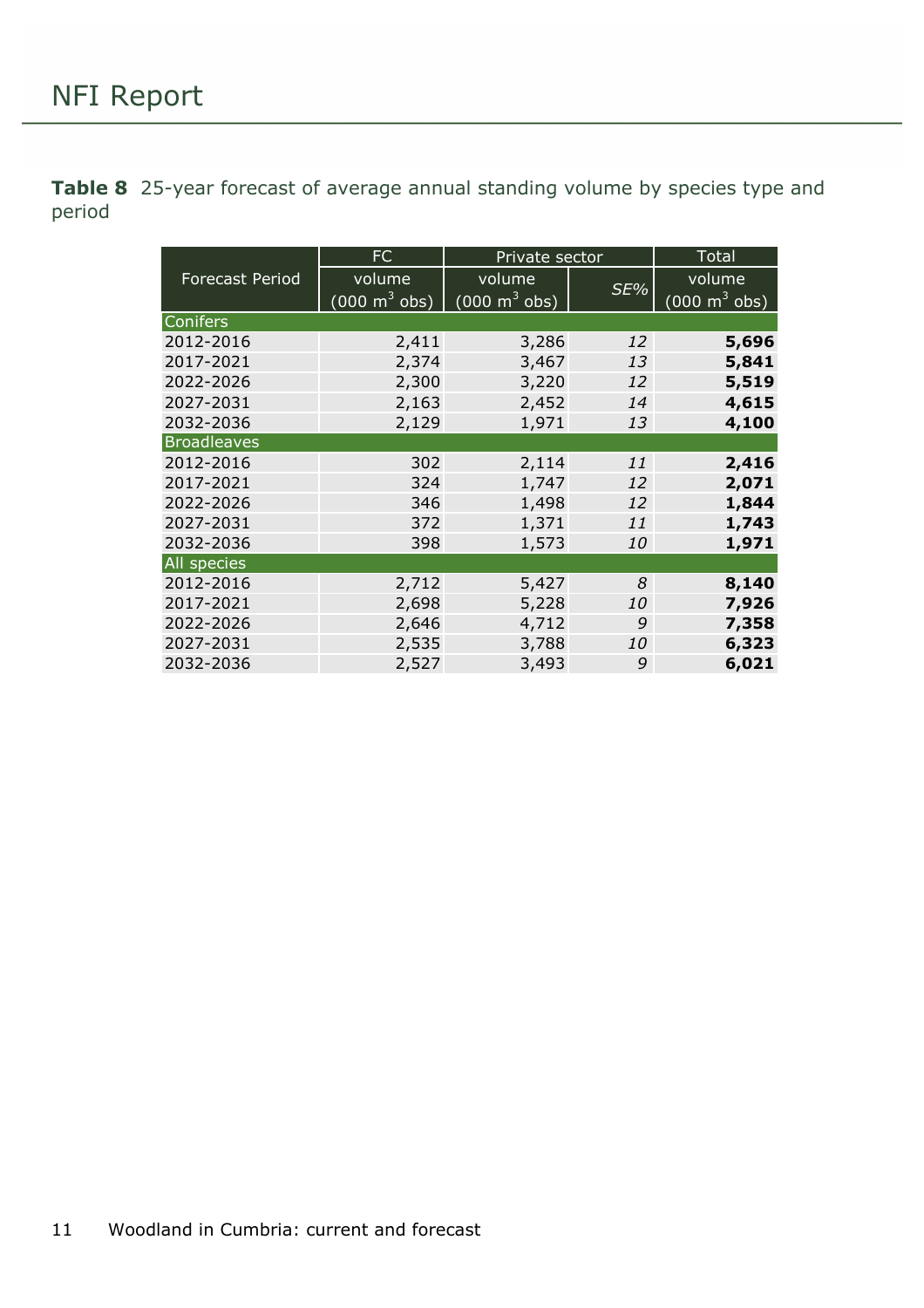**Table 8** 25-year forecast of average annual standing volume by species type and period

| Forecast Period | FC | Private sector | | Total |
|---|---|---|---|---|
| | volume (000 $m^3$ obs) | volume (000 $m^3$ obs) | *SE%* | volume (000 $m^3$ obs) |
| **Conifers** | | | | |
| 2012-2016 | 2,411 | 3,286 | *12* | **5,696** |
| 2017-2021 | 2,374 | 3,467 | *13* | **5,841** |
| 2022-2026 | 2,300 | 3,220 | *12* | **5,519** |
| 2027-2031 | 2,163 | 2,452 | *14* | **4,615** |
| 2032-2036 | 2,129 | 1,971 | *13* | **4,100** |
| **Broadleaves** | | | | |
| 2012-2016 | 302 | 2,114 | *11* | **2,416** |
| 2017-2021 | 324 | 1,747 | *12* | **2,071** |
| 2022-2026 | 346 | 1,498 | *12* | **1,844** |
| 2027-2031 | 372 | 1,371 | *11* | **1,743** |
| 2032-2036 | 398 | 1,573 | *10* | **1,971** |
| **All species** | | | | |
| 2012-2016 | 2,712 | 5,427 | *8* | **8,140** |
| 2017-2021 | 2,698 | 5,228 | *10* | **7,926** |
| 2022-2026 | 2,646 | 4,712 | *9* | **7,358** |
| 2027-2031 | 2,535 | 3,788 | *10* | **6,323** |
| 2032-2036 | 2,527 | 3,493 | *9* | **6,021** |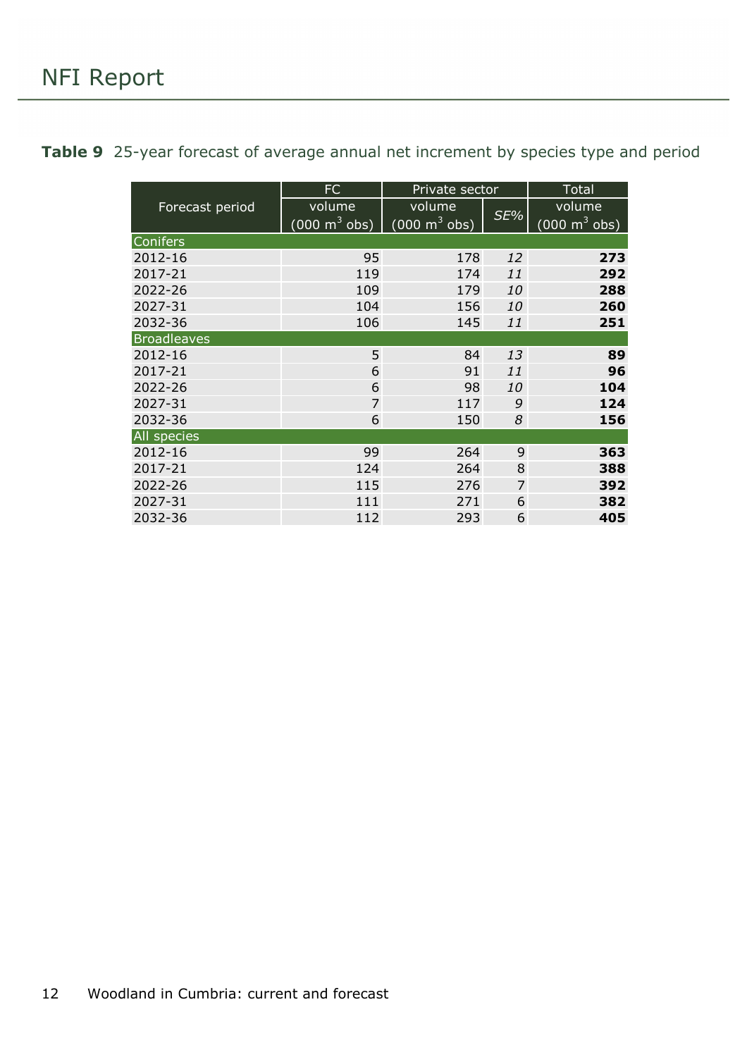**Table 9** 25-year forecast of average annual net increment by species type and period

| Forecast period | FC | Private sector | | Total |
|---|---|---|---|---|
| | volume (000 $m^3$ obs) | volume (000 $m^3$ obs) | *SE%* | volume (000 $m^3$ obs) |
| **Conifers** | | | | |
| 2012-16 | 95 | 178 | *12* | **273** |
| 2017-21 | 119 | 174 | *11* | **292** |
| 2022-26 | 109 | 179 | *10* | **288** |
| 2027-31 | 104 | 156 | *10* | **260** |
| 2032-36 | 106 | 145 | *11* | **251** |
| **Broadleaves** | | | | |
| 2012-16 | 5 | 84 | *13* | **89** |
| 2017-21 | 6 | 91 | *11* | **96** |
| 2022-26 | 6 | 98 | *10* | **104** |
| 2027-31 | 7 | 117 | *9* | **124** |
| 2032-36 | 6 | 150 | *8* | **156** |
| **All species** | | | | |
| 2012-16 | 99 | 264 | 9 | **363** |
| 2017-21 | 124 | 264 | 8 | **388** |
| 2022-26 | 115 | 276 | 7 | **392** |
| 2027-31 | 111 | 271 | 6 | **382** |
| 2032-36 | 112 | 293 | 6 | **405** |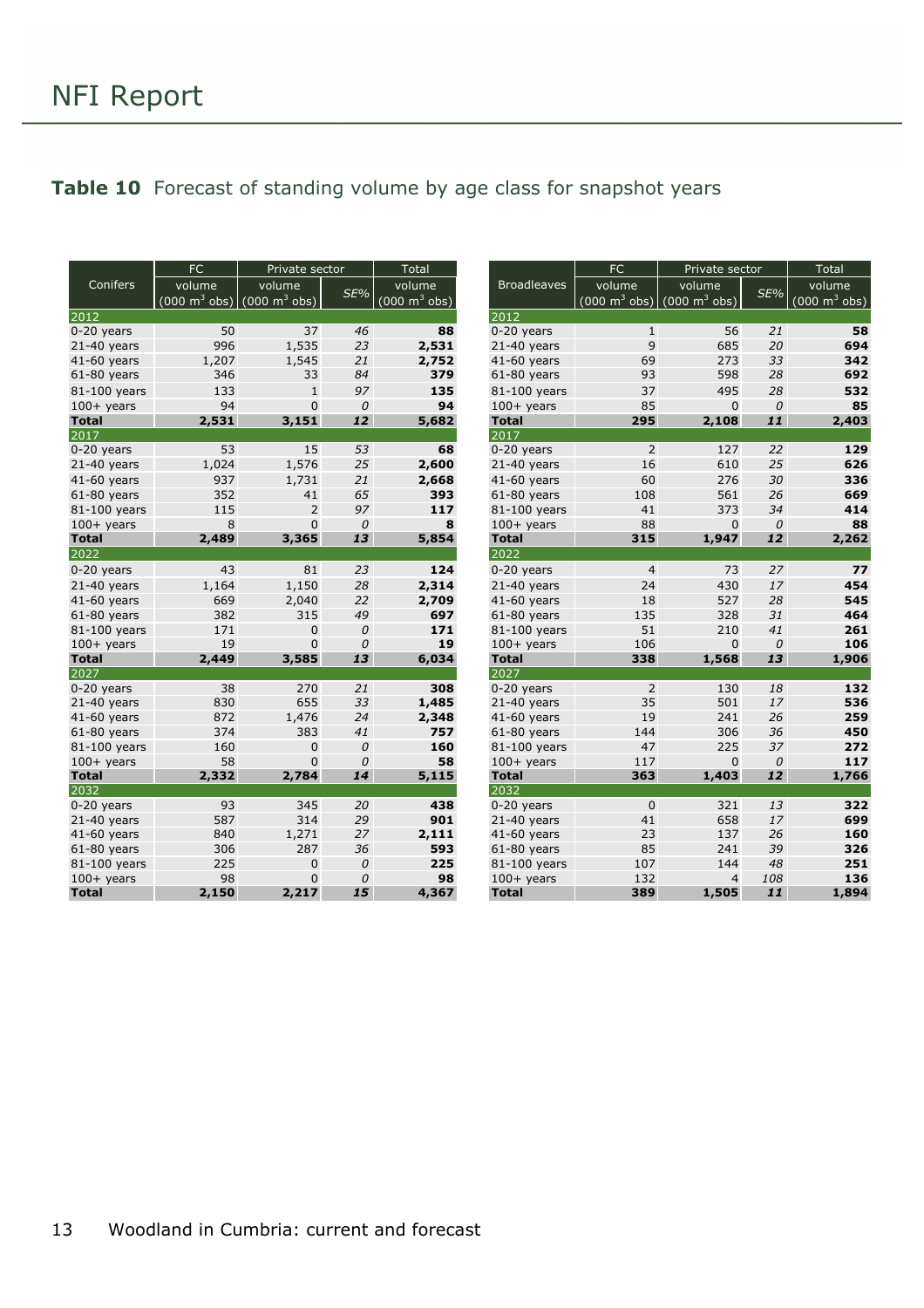# NFI Report

## **Table 10** Forecast of standing volume by age class for snapshot years

| Conifers | FC volume (000 $m^3$ obs) | Private sector volume (000 $m^3$ obs) | Private sector *SE%* | Total volume (000 $m^3$ obs) |
|---|---|---|---|---|
| **2012** | | | | |
| 0-20 years | 50 | 37 | *46* | **88** |
| 21-40 years | 996 | 1,535 | *23* | **2,531** |
| 41-60 years | 1,207 | 1,545 | *21* | **2,752** |
| 61-80 years | 346 | 33 | *84* | **379** |
| 81-100 years | 133 | 1 | *97* | **135** |
| 100+ years | 94 | 0 | *0* | **94** |
| **Total** | **2,531** | **3,151** | ***12*** | **5,682** |
| **2017** | | | | |
| 0-20 years | 53 | 15 | *53* | **68** |
| 21-40 years | 1,024 | 1,576 | *25* | **2,600** |
| 41-60 years | 937 | 1,731 | *21* | **2,668** |
| 61-80 years | 352 | 41 | *65* | **393** |
| 81-100 years | 115 | 2 | *97* | **117** |
| 100+ years | 8 | 0 | *0* | **8** |
| **Total** | **2,489** | **3,365** | ***13*** | **5,854** |
| **2022** | | | | |
| 0-20 years | 43 | 81 | *23* | **124** |
| 21-40 years | 1,164 | 1,150 | *28* | **2,314** |
| 41-60 years | 669 | 2,040 | *22* | **2,709** |
| 61-80 years | 382 | 315 | *49* | **697** |
| 81-100 years | 171 | 0 | *0* | **171** |
| 100+ years | 19 | 0 | *0* | **19** |
| **Total** | **2,449** | **3,585** | ***13*** | **6,034** |
| **2027** | | | | |
| 0-20 years | 38 | 270 | *21* | **308** |
| 21-40 years | 830 | 655 | *33* | **1,485** |
| 41-60 years | 872 | 1,476 | *24* | **2,348** |
| 61-80 years | 374 | 383 | *41* | **757** |
| 81-100 years | 160 | 0 | *0* | **160** |
| 100+ years | 58 | 0 | *0* | **58** |
| **Total** | **2,332** | **2,784** | ***14*** | **5,115** |
| **2032** | | | | |
| 0-20 years | 93 | 345 | *20* | **438** |
| 21-40 years | 587 | 314 | *29* | **901** |
| 41-60 years | 840 | 1,271 | *27* | **2,111** |
| 61-80 years | 306 | 287 | *36* | **593** |
| 81-100 years | 225 | 0 | *0* | **225** |
| 100+ years | 98 | 0 | *0* | **98** |
| **Total** | **2,150** | **2,217** | ***15*** | **4,367** |

| Broadleaves | FC volume (000 $m^3$ obs) | Private sector volume (000 $m^3$ obs) | Private sector *SE%* | Total volume (000 $m^3$ obs) |
|---|---|---|---|---|
| **2012** | | | | |
| 0-20 years | 1 | 56 | *21* | **58** |
| 21-40 years | 9 | 685 | *20* | **694** |
| 41-60 years | 69 | 273 | *33* | **342** |
| 61-80 years | 93 | 598 | *28* | **692** |
| 81-100 years | 37 | 495 | *28* | **532** |
| 100+ years | 85 | 0 | *0* | **85** |
| **Total** | **295** | **2,108** | ***11*** | **2,403** |
| **2017** | | | | |
| 0-20 years | 2 | 127 | *22* | **129** |
| 21-40 years | 16 | 610 | *25* | **626** |
| 41-60 years | 60 | 276 | *30* | **336** |
| 61-80 years | 108 | 561 | *26* | **669** |
| 81-100 years | 41 | 373 | *34* | **414** |
| 100+ years | 88 | 0 | *0* | **88** |
| **Total** | **315** | **1,947** | ***12*** | **2,262** |
| **2022** | | | | |
| 0-20 years | 4 | 73 | *27* | **77** |
| 21-40 years | 24 | 430 | *17* | **454** |
| 41-60 years | 18 | 527 | *28* | **545** |
| 61-80 years | 135 | 328 | *31* | **464** |
| 81-100 years | 51 | 210 | *41* | **261** |
| 100+ years | 106 | 0 | *0* | **106** |
| **Total** | **338** | **1,568** | ***13*** | **1,906** |
| **2027** | | | | |
| 0-20 years | 2 | 130 | *18* | **132** |
| 21-40 years | 35 | 501 | *17* | **536** |
| 41-60 years | 19 | 241 | *26* | **259** |
| 61-80 years | 144 | 306 | *36* | **450** |
| 81-100 years | 47 | 225 | *37* | **272** |
| 100+ years | 117 | 0 | *0* | **117** |
| **Total** | **363** | **1,403** | ***12*** | **1,766** |
| **2032** | | | | |
| 0-20 years | 0 | 321 | *13* | **322** |
| 21-40 years | 41 | 658 | *17* | **699** |
| 41-60 years | 23 | 137 | *26* | **160** |
| 61-80 years | 85 | 241 | *39* | **326** |
| 81-100 years | 107 | 144 | *48* | **251** |
| 100+ years | 132 | 4 | *108* | **136** |
| **Total** | **389** | **1,505** | ***11*** | **1,894** |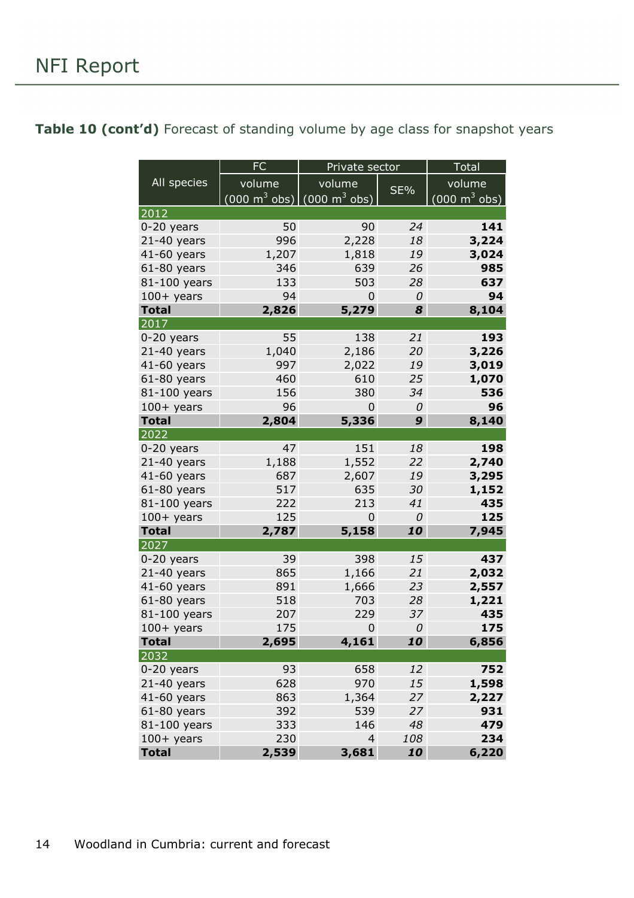**Table 10 (cont'd)** Forecast of standing volume by age class for snapshot years

| All species | FC | Private sector | | Total |
|---|---|---|---|---|
| | volume (000 $m^3$ obs) | volume (000 $m^3$ obs) | SE% | volume (000 $m^3$ obs) |
| **2012** | | | | |
| 0-20 years | 50 | 90 | *24* | **141** |
| 21-40 years | 996 | 2,228 | *18* | **3,224** |
| 41-60 years | 1,207 | 1,818 | *19* | **3,024** |
| 61-80 years | 346 | 639 | *26* | **985** |
| 81-100 years | 133 | 503 | *28* | **637** |
| 100+ years | 94 | 0 | *0* | **94** |
| **Total** | **2,826** | **5,279** | ***8*** | **8,104** |
| **2017** | | | | |
| 0-20 years | 55 | 138 | *21* | **193** |
| 21-40 years | 1,040 | 2,186 | *20* | **3,226** |
| 41-60 years | 997 | 2,022 | *19* | **3,019** |
| 61-80 years | 460 | 610 | *25* | **1,070** |
| 81-100 years | 156 | 380 | *34* | **536** |
| 100+ years | 96 | 0 | *0* | **96** |
| **Total** | **2,804** | **5,336** | ***9*** | **8,140** |
| **2022** | | | | |
| 0-20 years | 47 | 151 | *18* | **198** |
| 21-40 years | 1,188 | 1,552 | *22* | **2,740** |
| 41-60 years | 687 | 2,607 | *19* | **3,295** |
| 61-80 years | 517 | 635 | *30* | **1,152** |
| 81-100 years | 222 | 213 | *41* | **435** |
| 100+ years | 125 | 0 | *0* | **125** |
| **Total** | **2,787** | **5,158** | ***10*** | **7,945** |
| **2027** | | | | |
| 0-20 years | 39 | 398 | *15* | **437** |
| 21-40 years | 865 | 1,166 | *21* | **2,032** |
| 41-60 years | 891 | 1,666 | *23* | **2,557** |
| 61-80 years | 518 | 703 | *28* | **1,221** |
| 81-100 years | 207 | 229 | *37* | **435** |
| 100+ years | 175 | 0 | *0* | **175** |
| **Total** | **2,695** | **4,161** | ***10*** | **6,856** |
| **2032** | | | | |
| 0-20 years | 93 | 658 | *12* | **752** |
| 21-40 years | 628 | 970 | *15* | **1,598** |
| 41-60 years | 863 | 1,364 | *27* | **2,227** |
| 61-80 years | 392 | 539 | *27* | **931** |
| 81-100 years | 333 | 146 | *48* | **479** |
| 100+ years | 230 | 4 | *108* | **234** |
| **Total** | **2,539** | **3,681** | ***10*** | **6,220** |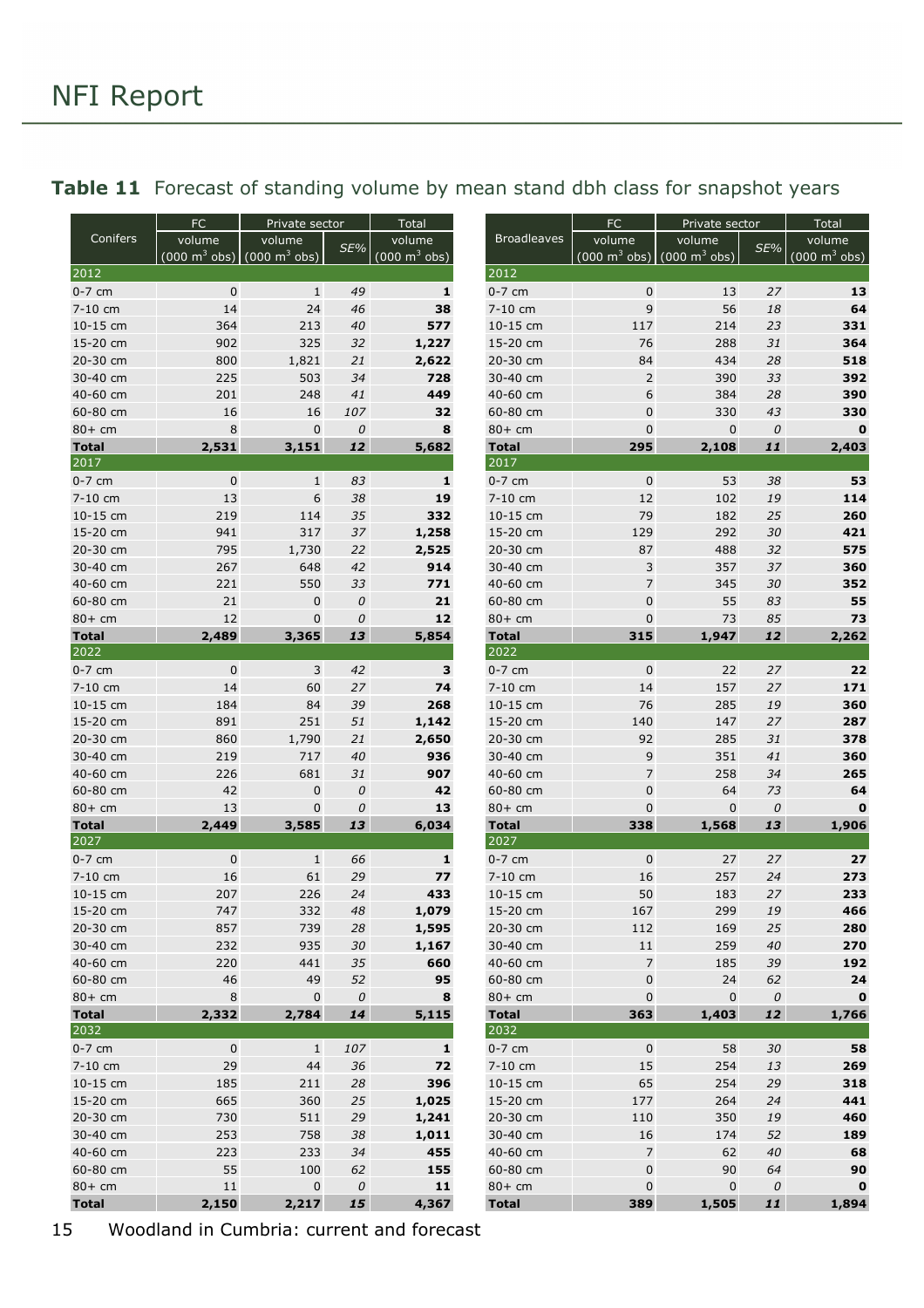## Table 11 Forecast of standing volume by mean stand dbh class for snapshot years

| Conifers | FC volume (000 m³ obs) | Private sector volume (000 m³ obs) | Private sector SE% | Total volume (000 m³ obs) |
|---|---|---|---|---|
| **2012** | | | | |
| 0-7 cm | 0 | 1 | *49* | **1** |
| 7-10 cm | 14 | 24 | *46* | **38** |
| 10-15 cm | 364 | 213 | *40* | **577** |
| 15-20 cm | 902 | 325 | *32* | **1,227** |
| 20-30 cm | 800 | 1,821 | *21* | **2,622** |
| 30-40 cm | 225 | 503 | *34* | **728** |
| 40-60 cm | 201 | 248 | *41* | **449** |
| 60-80 cm | 16 | 16 | *107* | **32** |
| 80+ cm | 8 | 0 | *0* | **8** |
| **Total** | **2,531** | **3,151** | ***12*** | **5,682** |
| **2017** | | | | |
| 0-7 cm | 0 | 1 | *83* | **1** |
| 7-10 cm | 13 | 6 | *38* | **19** |
| 10-15 cm | 219 | 114 | *35* | **332** |
| 15-20 cm | 941 | 317 | *37* | **1,258** |
| 20-30 cm | 795 | 1,730 | *22* | **2,525** |
| 30-40 cm | 267 | 648 | *42* | **914** |
| 40-60 cm | 221 | 550 | *33* | **771** |
| 60-80 cm | 21 | 0 | *0* | **21** |
| 80+ cm | 12 | 0 | *0* | **12** |
| **Total** | **2,489** | **3,365** | ***13*** | **5,854** |
| **2022** | | | | |
| 0-7 cm | 0 | 3 | *42* | **3** |
| 7-10 cm | 14 | 60 | *27* | **74** |
| 10-15 cm | 184 | 84 | *39* | **268** |
| 15-20 cm | 891 | 251 | *51* | **1,142** |
| 20-30 cm | 860 | 1,790 | *21* | **2,650** |
| 30-40 cm | 219 | 717 | *40* | **936** |
| 40-60 cm | 226 | 681 | *31* | **907** |
| 60-80 cm | 42 | 0 | *0* | **42** |
| 80+ cm | 13 | 0 | *0* | **13** |
| **Total** | **2,449** | **3,585** | ***13*** | **6,034** |
| **2027** | | | | |
| 0-7 cm | 0 | 1 | *66* | **1** |
| 7-10 cm | 16 | 61 | *29* | **77** |
| 10-15 cm | 207 | 226 | *24* | **433** |
| 15-20 cm | 747 | 332 | *48* | **1,079** |
| 20-30 cm | 857 | 739 | *28* | **1,595** |
| 30-40 cm | 232 | 935 | *30* | **1,167** |
| 40-60 cm | 220 | 441 | *35* | **660** |
| 60-80 cm | 46 | 49 | *52* | **95** |
| 80+ cm | 8 | 0 | *0* | **8** |
| **Total** | **2,332** | **2,784** | ***14*** | **5,115** |
| **2032** | | | | |
| 0-7 cm | 0 | 1 | *107* | **1** |
| 7-10 cm | 29 | 44 | *36* | **72** |
| 10-15 cm | 185 | 211 | *28* | **396** |
| 15-20 cm | 665 | 360 | *25* | **1,025** |
| 20-30 cm | 730 | 511 | *29* | **1,241** |
| 30-40 cm | 253 | 758 | *38* | **1,011** |
| 40-60 cm | 223 | 233 | *34* | **455** |
| 60-80 cm | 55 | 100 | *62* | **155** |
| 80+ cm | 11 | 0 | *0* | **11** |
| **Total** | **2,150** | **2,217** | ***15*** | **4,367** |

| Broadleaves | FC volume (000 m³ obs) | Private sector volume (000 m³ obs) | Private sector SE% | Total volume (000 m³ obs) |
|---|---|---|---|---|
| **2012** | | | | |
| 0-7 cm | 0 | 13 | *27* | **13** |
| 7-10 cm | 9 | 56 | *18* | **64** |
| 10-15 cm | 117 | 214 | *23* | **331** |
| 15-20 cm | 76 | 288 | *31* | **364** |
| 20-30 cm | 84 | 434 | *28* | **518** |
| 30-40 cm | 2 | 390 | *33* | **392** |
| 40-60 cm | 6 | 384 | *28* | **390** |
| 60-80 cm | 0 | 330 | *43* | **330** |
| 80+ cm | 0 | 0 | *0* | **0** |
| **Total** | **295** | **2,108** | ***11*** | **2,403** |
| **2017** | | | | |
| 0-7 cm | 0 | 53 | *38* | **53** |
| 7-10 cm | 12 | 102 | *19* | **114** |
| 10-15 cm | 79 | 182 | *25* | **260** |
| 15-20 cm | 129 | 292 | *30* | **421** |
| 20-30 cm | 87 | 488 | *32* | **575** |
| 30-40 cm | 3 | 357 | *37* | **360** |
| 40-60 cm | 7 | 345 | *30* | **352** |
| 60-80 cm | 0 | 55 | *83* | **55** |
| 80+ cm | 0 | 73 | *85* | **73** |
| **Total** | **315** | **1,947** | ***12*** | **2,262** |
| **2022** | | | | |
| 0-7 cm | 0 | 22 | *27* | **22** |
| 7-10 cm | 14 | 157 | *27* | **171** |
| 10-15 cm | 76 | 285 | *19* | **360** |
| 15-20 cm | 140 | 147 | *27* | **287** |
| 20-30 cm | 92 | 285 | *31* | **378** |
| 30-40 cm | 9 | 351 | *41* | **360** |
| 40-60 cm | 7 | 258 | *34* | **265** |
| 60-80 cm | 0 | 64 | *73* | **64** |
| 80+ cm | 0 | 0 | *0* | **0** |
| **Total** | **338** | **1,568** | ***13*** | **1,906** |
| **2027** | | | | |
| 0-7 cm | 0 | 27 | *27* | **27** |
| 7-10 cm | 16 | 257 | *24* | **273** |
| 10-15 cm | 50 | 183 | *27* | **233** |
| 15-20 cm | 167 | 299 | *19* | **466** |
| 20-30 cm | 112 | 169 | *25* | **280** |
| 30-40 cm | 11 | 259 | *40* | **270** |
| 40-60 cm | 7 | 185 | *39* | **192** |
| 60-80 cm | 0 | 24 | *62* | **24** |
| 80+ cm | 0 | 0 | *0* | **0** |
| **Total** | **363** | **1,403** | ***12*** | **1,766** |
| **2032** | | | | |
| 0-7 cm | 0 | 58 | *30* | **58** |
| 7-10 cm | 15 | 254 | *13* | **269** |
| 10-15 cm | 65 | 254 | *29* | **318** |
| 15-20 cm | 177 | 264 | *24* | **441** |
| 20-30 cm | 110 | 350 | *19* | **460** |
| 30-40 cm | 16 | 174 | *52* | **189** |
| 40-60 cm | 7 | 62 | *40* | **68** |
| 60-80 cm | 0 | 90 | *64* | **90** |
| 80+ cm | 0 | 0 | *0* | **0** |
| **Total** | **389** | **1,505** | ***11*** | **1,894** |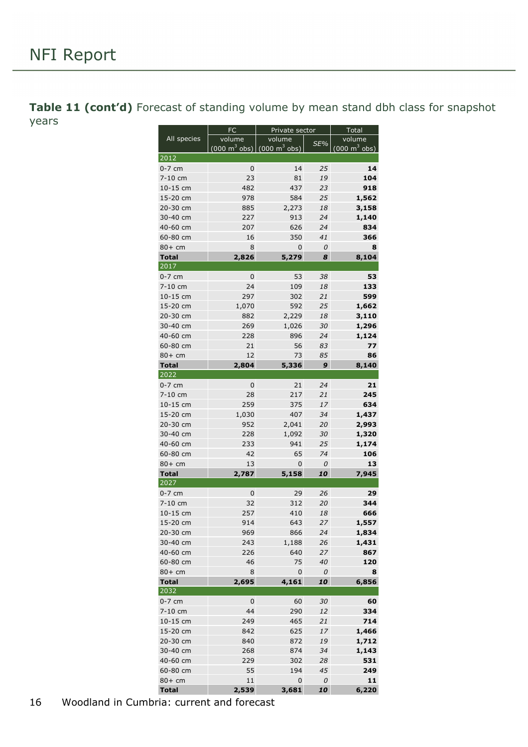**Table 11 (cont'd)** Forecast of standing volume by mean stand dbh class for snapshot years

| All species | FC | Private sector | | Total |
|---|---|---|---|---|
| | volume (000 $m^3$ obs) | volume (000 $m^3$ obs) | *SE%* | volume (000 $m^3$ obs) |
| **2012** | | | | |
| 0-7 cm | 0 | 14 | *25* | **14** |
| 7-10 cm | 23 | 81 | *19* | **104** |
| 10-15 cm | 482 | 437 | *23* | **918** |
| 15-20 cm | 978 | 584 | *25* | **1,562** |
| 20-30 cm | 885 | 2,273 | *18* | **3,158** |
| 30-40 cm | 227 | 913 | *24* | **1,140** |
| 40-60 cm | 207 | 626 | *24* | **834** |
| 60-80 cm | 16 | 350 | *41* | **366** |
| 80+ cm | 8 | 0 | *0* | **8** |
| **Total** | **2,826** | **5,279** | ***8*** | **8,104** |
| **2017** | | | | |
| 0-7 cm | 0 | 53 | *38* | **53** |
| 7-10 cm | 24 | 109 | *18* | **133** |
| 10-15 cm | 297 | 302 | *21* | **599** |
| 15-20 cm | 1,070 | 592 | *25* | **1,662** |
| 20-30 cm | 882 | 2,229 | *18* | **3,110** |
| 30-40 cm | 269 | 1,026 | *30* | **1,296** |
| 40-60 cm | 228 | 896 | *24* | **1,124** |
| 60-80 cm | 21 | 56 | *83* | **77** |
| 80+ cm | 12 | 73 | *85* | **86** |
| **Total** | **2,804** | **5,336** | ***9*** | **8,140** |
| **2022** | | | | |
| 0-7 cm | 0 | 21 | *24* | **21** |
| 7-10 cm | 28 | 217 | *21* | **245** |
| 10-15 cm | 259 | 375 | *17* | **634** |
| 15-20 cm | 1,030 | 407 | *34* | **1,437** |
| 20-30 cm | 952 | 2,041 | *20* | **2,993** |
| 30-40 cm | 228 | 1,092 | *30* | **1,320** |
| 40-60 cm | 233 | 941 | *25* | **1,174** |
| 60-80 cm | 42 | 65 | *74* | **106** |
| 80+ cm | 13 | 0 | *0* | **13** |
| **Total** | **2,787** | **5,158** | ***10*** | **7,945** |
| **2027** | | | | |
| 0-7 cm | 0 | 29 | *26* | **29** |
| 7-10 cm | 32 | 312 | *20* | **344** |
| 10-15 cm | 257 | 410 | *18* | **666** |
| 15-20 cm | 914 | 643 | *27* | **1,557** |
| 20-30 cm | 969 | 866 | *24* | **1,834** |
| 30-40 cm | 243 | 1,188 | *26* | **1,431** |
| 40-60 cm | 226 | 640 | *27* | **867** |
| 60-80 cm | 46 | 75 | *40* | **120** |
| 80+ cm | 8 | 0 | *0* | **8** |
| **Total** | **2,695** | **4,161** | ***10*** | **6,856** |
| **2032** | | | | |
| 0-7 cm | 0 | 60 | *30* | **60** |
| 7-10 cm | 44 | 290 | *12* | **334** |
| 10-15 cm | 249 | 465 | *21* | **714** |
| 15-20 cm | 842 | 625 | *17* | **1,466** |
| 20-30 cm | 840 | 872 | *19* | **1,712** |
| 30-40 cm | 268 | 874 | *34* | **1,143** |
| 40-60 cm | 229 | 302 | *28* | **531** |
| 60-80 cm | 55 | 194 | *45* | **249** |
| 80+ cm | 11 | 0 | *0* | **11** |
| **Total** | **2,539** | **3,681** | ***10*** | **6,220** |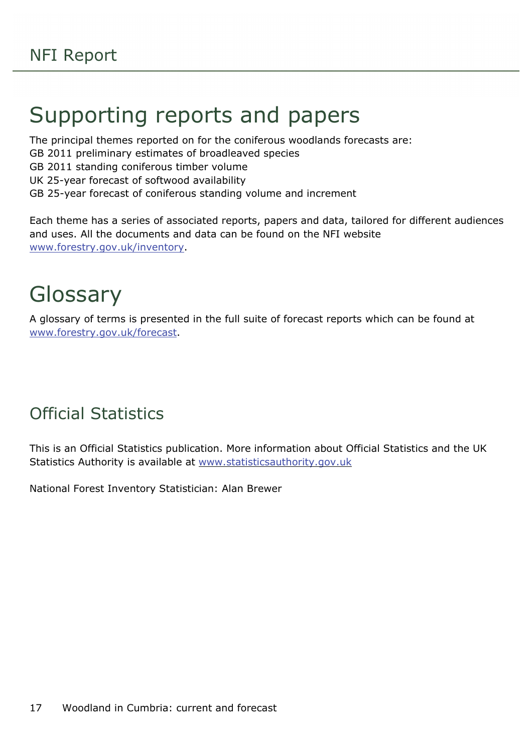# Supporting reports and papers

The principal themes reported on for the coniferous woodlands forecasts are:
GB 2011 preliminary estimates of broadleaved species
GB 2011 standing coniferous timber volume
UK 25-year forecast of softwood availability
GB 25-year forecast of coniferous standing volume and increment

Each theme has a series of associated reports, papers and data, tailored for different audiences and uses. All the documents and data can be found on the NFI website www.forestry.gov.uk/inventory.

# Glossary

A glossary of terms is presented in the full suite of forecast reports which can be found at www.forestry.gov.uk/forecast.

## Official Statistics

This is an Official Statistics publication. More information about Official Statistics and the UK Statistics Authority is available at www.statisticsauthority.gov.uk

National Forest Inventory Statistician: Alan Brewer